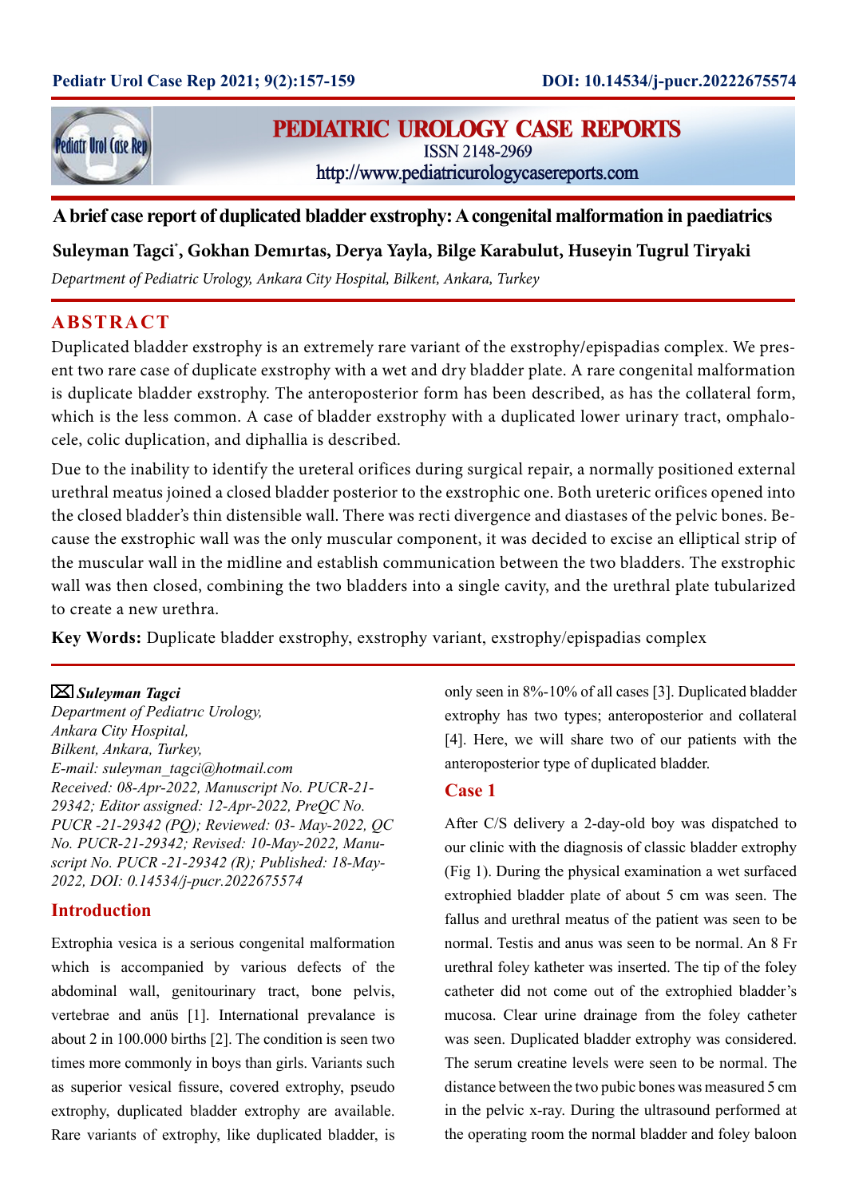# A brief case report of duplicated bladder exstrophy: A congenital malformation in paediatrics

**Suleyman Tagci*, Gokhan Demırtas, Derya Yayla, Bilge Karabulut, Huseyin Tugrul Tiryaki**

*Department of Pediatric Urology, Ankara City Hospital, Bilkent, Ankara, Turkey*

## ABSTRACT

Duplicated bladder exstrophy is an extremely rare variant of the exstrophy/epispadias complex. We present two rare case of duplicate exstrophy with a wet and dry bladder plate. A rare congenital malformation is duplicate bladder exstrophy. The anteroposterior form has been described, as has the collateral form, which is the less common. A case of bladder exstrophy with a duplicated lower urinary tract, omphalocele, colic duplication, and diphallia is described.

Due to the inability to identify the ureteral orifices during surgical repair, a normally positioned external urethral meatus joined a closed bladder posterior to the exstrophic one. Both ureteric orifices opened into the closed bladder's thin distensible wall. There was recti divergence and diastases of the pelvic bones. Because the exstrophic wall was the only muscular component, it was decided to excise an elliptical strip of the muscular wall in the midline and establish communication between the two bladders. The exstrophic wall was then closed, combining the two bladders into a single cavity, and the urethral plate tubularized to create a new urethra.

**Key Words:** Duplicate bladder exstrophy, exstrophy variant, exstrophy/epispadias complex

---

✉ ***Suleyman Tagci***
*Department of Pediatrıc Urology,*
*Ankara City Hospital,*
*Bilkent, Ankara, Turkey,*
*E-mail: suleyman_tagci@hotmail.com*
*Received: 08-Apr-2022, Manuscript No. PUCR-21-29342; Editor assigned: 12-Apr-2022, PreQC No. PUCR -21-29342 (PQ); Reviewed: 03- May-2022, QC No. PUCR-21-29342; Revised: 10-May-2022, Manuscript No. PUCR -21-29342 (R); Published: 18-May-2022, DOI: 0.14534/j-pucr.2022675574*

## Introduction

Extrophia vesica is a serious congenital malformation which is accompanied by various defects of the abdominal wall, genitourinary tract, bone pelvis, vertebrae and anüs [1]. International prevalance is about 2 in 100.000 births [2]. The condition is seen two times more commonly in boys than girls. Variants such as superior vesical fissure, covered extrophy, pseudo extrophy, duplicated bladder extrophy are available. Rare variants of extrophy, like duplicated bladder, is only seen in 8%-10% of all cases [3]. Duplicated bladder extrophy has two types; anteroposterior and collateral [4]. Here, we will share two of our patients with the anteroposterior type of duplicated bladder.

## Case 1

After C/S delivery a 2-day-old boy was dispatched to our clinic with the diagnosis of classic bladder extrophy (Fig 1). During the physical examination a wet surfaced extrophied bladder plate of about 5 cm was seen. The fallus and urethral meatus of the patient was seen to be normal. Testis and anus was seen to be normal. An 8 Fr urethral foley katheter was inserted. The tip of the foley catheter did not come out of the extrophied bladder's mucosa. Clear urine drainage from the foley catheter was seen. Duplicated bladder extrophy was considered. The serum creatine levels were seen to be normal. The distance between the two pubic bones was measured 5 cm in the pelvic x-ray. During the ultrasound performed at the operating room the normal bladder and foley baloon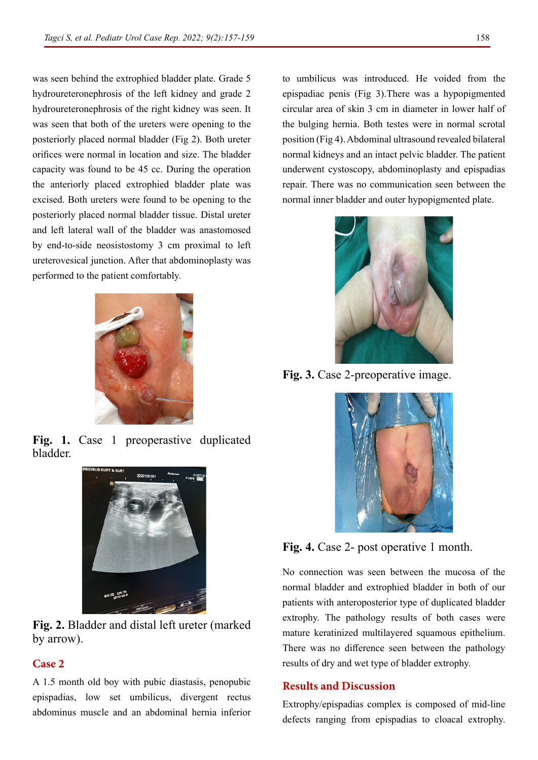was seen behind the extrophied bladder plate. Grade 5 hydroureteronephrosis of the left kidney and grade 2 hydroureteronephrosis of the right kidney was seen. It was seen that both of the ureters were opening to the posteriorly placed normal bladder (Fig 2). Both ureter orifices were normal in location and size. The bladder capacity was found to be 45 cc. During the operation the anteriorly placed extrophied bladder plate was excised. Both ureters were found to be opening to the posteriorly placed normal bladder tissue. Distal ureter and left lateral wall of the bladder was anastomosed by end-to-side neosistostomy 3 cm proximal to left ureterovesical junction. After that abdominoplasty was performed to the patient comfortably.

**Fig. 1.** Case 1 preoperastive duplicated bladder.

**Fig. 2.** Bladder and distal left ureter (marked by arrow).

## Case 2

A 1.5 month old boy with pubic diastasis, penopubic epispadias, low set umbilicus, divergent rectus abdominus muscle and an abdominal hernia inferior to umbilicus was introduced. He voided from the epispadiac penis (Fig 3).There was a hypopigmented circular area of skin 3 cm in diameter in lower half of the bulging hernia. Both testes were in normal scrotal position (Fig 4). Abdominal ultrasound revealed bilateral normal kidneys and an intact pelvic bladder. The patient underwent cystoscopy, abdominoplasty and epispadias repair. There was no communication seen between the normal inner bladder and outer hypopigmented plate.

**Fig. 3.** Case 2-preoperative image.

**Fig. 4.** Case 2- post operative 1 month.

No connection was seen between the mucosa of the normal bladder and extrophied bladder in both of our patients with anteroposterior type of duplicated bladder extrophy. The pathology results of both cases were mature keratinized multilayered squamous epithelium. There was no difference seen between the pathology results of dry and wet type of bladder extrophy.

## Results and Discussion

Extrophy/epispadias complex is composed of mid-line defects ranging from epispadias to cloacal extrophy.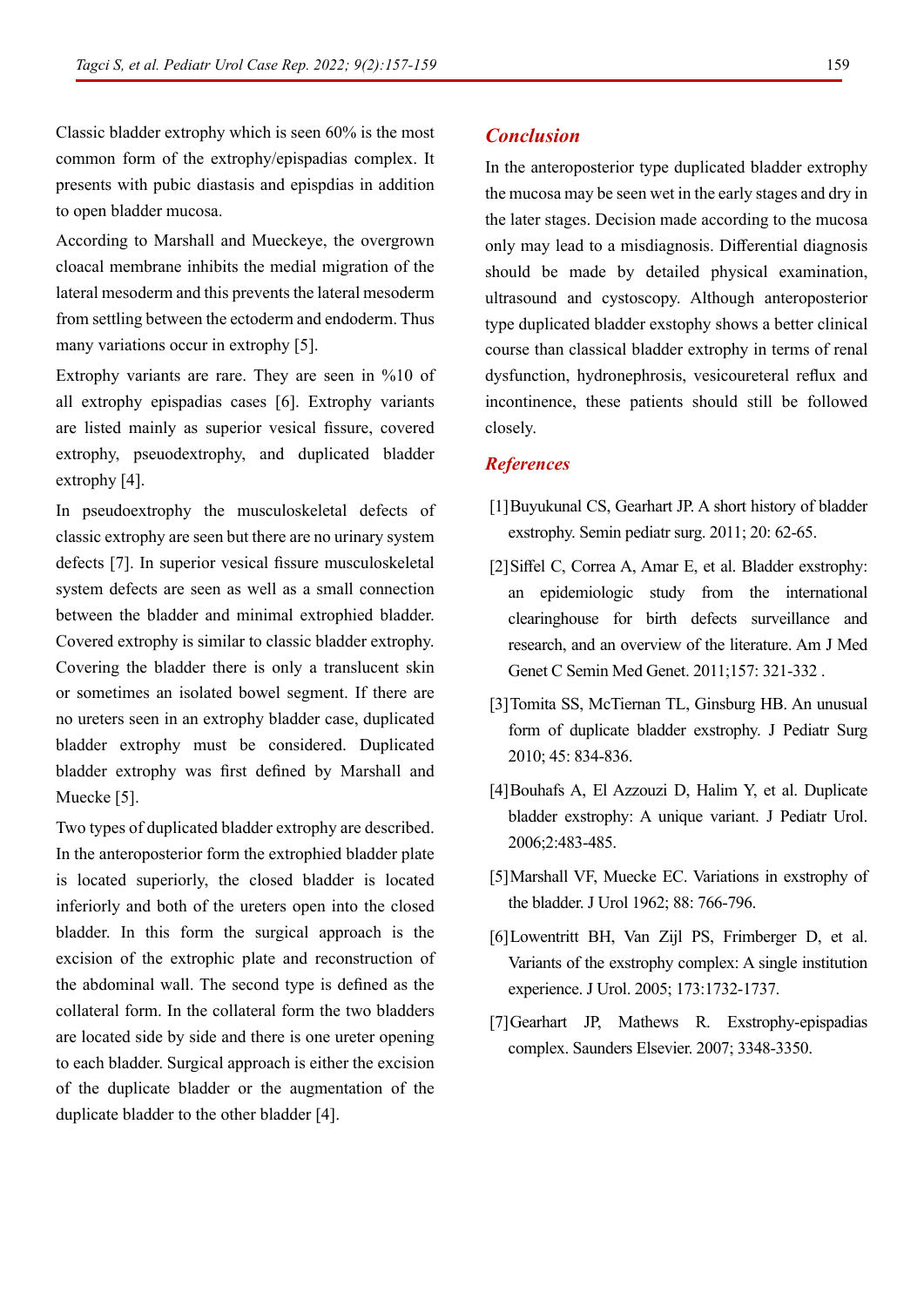Classic bladder extrophy which is seen 60% is the most common form of the extrophy/epispadias complex. It presents with pubic diastasis and epispdias in addition to open bladder mucosa.

According to Marshall and Mueckeye, the overgrown cloacal membrane inhibits the medial migration of the lateral mesoderm and this prevents the lateral mesoderm from settling between the ectoderm and endoderm. Thus many variations occur in extrophy [5].

Extrophy variants are rare. They are seen in %10 of all extrophy epispadias cases [6]. Extrophy variants are listed mainly as superior vesical fissure, covered extrophy, pseuodextrophy, and duplicated bladder extrophy [4].

In pseudoextrophy the musculoskeletal defects of classic extrophy are seen but there are no urinary system defects [7]. In superior vesical fissure musculoskeletal system defects are seen as well as a small connection between the bladder and minimal extrophied bladder. Covered extrophy is similar to classic bladder extrophy. Covering the bladder there is only a translucent skin or sometimes an isolated bowel segment. If there are no ureters seen in an extrophy bladder case, duplicated bladder extrophy must be considered. Duplicated bladder extrophy was first defined by Marshall and Muecke [5].

Two types of duplicated bladder extrophy are described. In the anteroposterior form the extrophied bladder plate is located superiorly, the closed bladder is located inferiorly and both of the ureters open into the closed bladder. In this form the surgical approach is the excision of the extrophic plate and reconstruction of the abdominal wall. The second type is defined as the collateral form. In the collateral form the two bladders are located side by side and there is one ureter opening to each bladder. Surgical approach is either the excision of the duplicate bladder or the augmentation of the duplicate bladder to the other bladder [4].

## Conclusion

In the anteroposterior type duplicated bladder extrophy the mucosa may be seen wet in the early stages and dry in the later stages. Decision made according to the mucosa only may lead to a misdiagnosis. Differential diagnosis should be made by detailed physical examination, ultrasound and cystoscopy. Although anteroposterior type duplicated bladder exstophy shows a better clinical course than classical bladder extrophy in terms of renal dysfunction, hydronephrosis, vesicoureteral reflux and incontinence, these patients should still be followed closely.

## References

[1] Buyukunal CS, Gearhart JP. A short history of bladder exstrophy. Semin pediatr surg. 2011; 20: 62-65.

[2] Siffel C, Correa A, Amar E, et al. Bladder exstrophy: an epidemiologic study from the international clearinghouse for birth defects surveillance and research, and an overview of the literature. Am J Med Genet C Semin Med Genet. 2011;157: 321-332 .

[3] Tomita SS, McTiernan TL, Ginsburg HB. An unusual form of duplicate bladder exstrophy. J Pediatr Surg 2010; 45: 834-836.

[4] Bouhafs A, El Azzouzi D, Halim Y, et al. Duplicate bladder exstrophy: A unique variant. J Pediatr Urol. 2006;2:483-485.

[5] Marshall VF, Muecke EC. Variations in exstrophy of the bladder. J Urol 1962; 88: 766-796.

[6] Lowentritt BH, Van Zijl PS, Frimberger D, et al. Variants of the exstrophy complex: A single institution experience. J Urol. 2005; 173:1732-1737.

[7] Gearhart JP, Mathews R. Exstrophy-epispadias complex. Saunders Elsevier. 2007; 3348-3350.